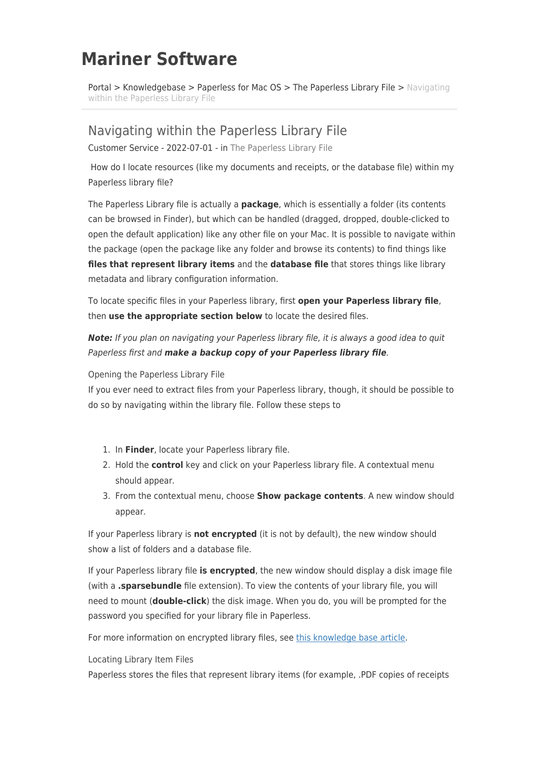# Mariner Software

Portal > Knowledgebase > Paperless for Mac OS > The Paperless Library File > Navigating within the Paperless Library File

## Navigating within the Paperless Library File

Customer Service - 2022-07-01 - in The Paperless Library File

How do I locate resources (like my documents and receipts, or the database file) within my Paperless library file?

The Paperless Library file is actually a **package**, which is essentially a folder (its contents can be browsed in Finder), but which can be handled (dragged, dropped, double-clicked to open the default application) like any other file on your Mac. It is possible to navigate within the package (open the package like any folder and browse its contents) to find things like **files that represent library items** and the **database file** that stores things like library metadata and library configuration information.

To locate specific files in your Paperless library, first **open your Paperless library file**, then **use the appropriate section below** to locate the desired files.

***Note:*** *If you plan on navigating your Paperless library file, it is always a good idea to quit Paperless first and* ***make a backup copy of your Paperless library file****.*

### Opening the Paperless Library File

If you ever need to extract files from your Paperless library, though, it should be possible to do so by navigating within the library file. Follow these steps to

1. In **Finder**, locate your Paperless library file.
2. Hold the **control** key and click on your Paperless library file. A contextual menu should appear.
3. From the contextual menu, choose **Show package contents**. A new window should appear.

If your Paperless library is **not encrypted** (it is not by default), the new window should show a list of folders and a database file.

If your Paperless library file **is encrypted**, the new window should display a disk image file (with a **.sparsebundle** file extension). To view the contents of your library file, you will need to mount (**double-click**) the disk image. When you do, you will be prompted for the password you specified for your library file in Paperless.

For more information on encrypted library files, see this knowledge base article.

### Locating Library Item Files

Paperless stores the files that represent library items (for example, .PDF copies of receipts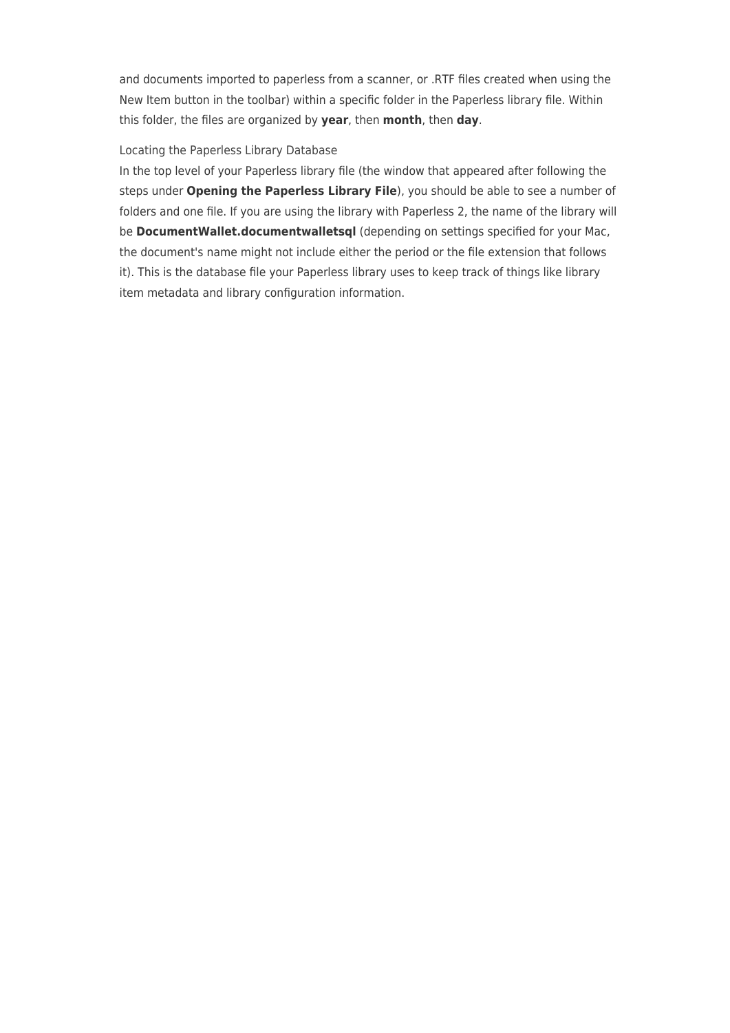and documents imported to paperless from a scanner, or .RTF files created when using the New Item button in the toolbar) within a specific folder in the Paperless library file. Within this folder, the files are organized by **year**, then **month**, then **day**.

### Locating the Paperless Library Database

In the top level of your Paperless library file (the window that appeared after following the steps under **Opening the Paperless Library File**), you should be able to see a number of folders and one file. If you are using the library with Paperless 2, the name of the library will be **DocumentWallet.documentwalletsql** (depending on settings specified for your Mac, the document's name might not include either the period or the file extension that follows it). This is the database file your Paperless library uses to keep track of things like library item metadata and library configuration information.